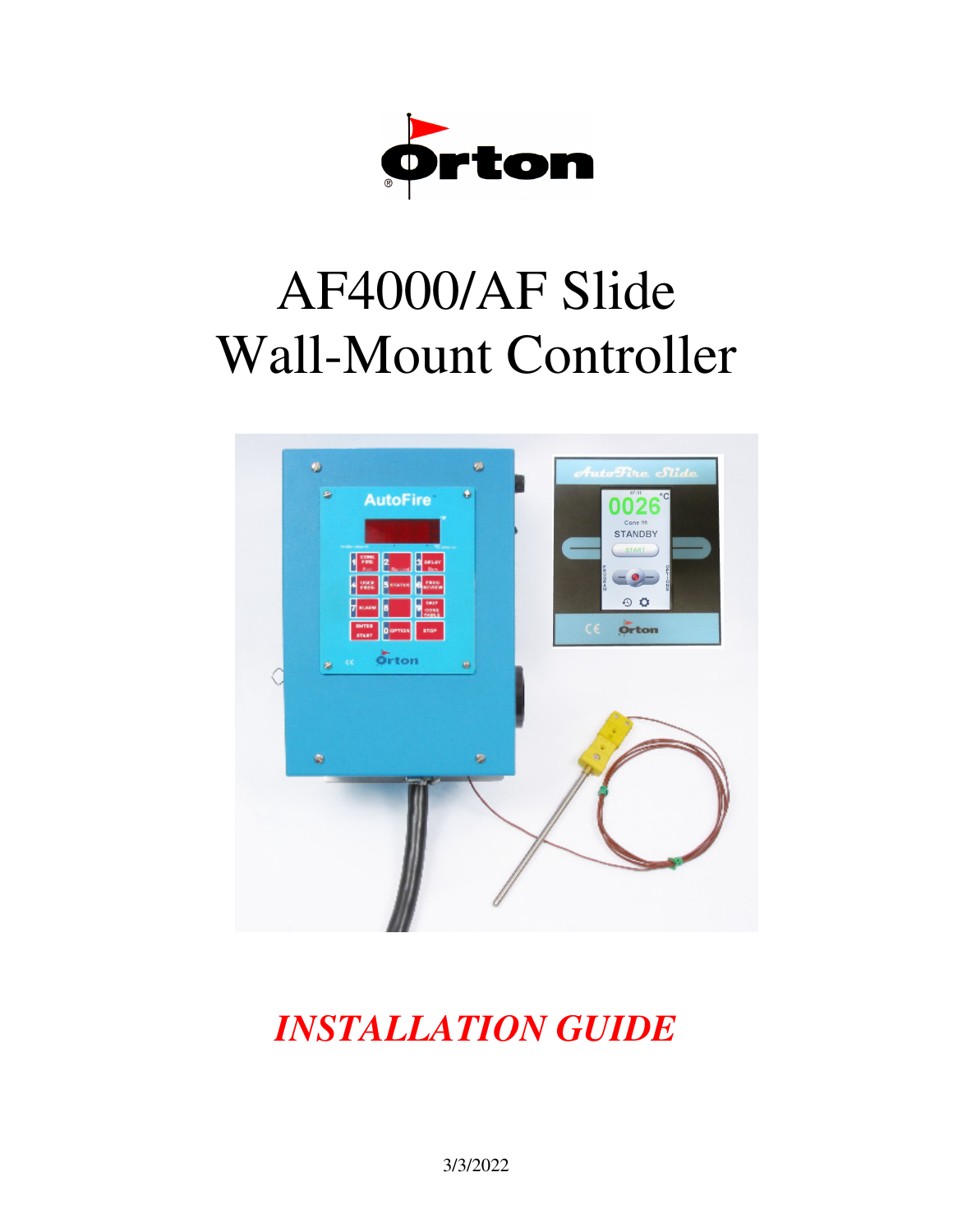# AF4000/AF Slide Wall-Mount Controller

***INSTALLATION GUIDE***

3/3/2022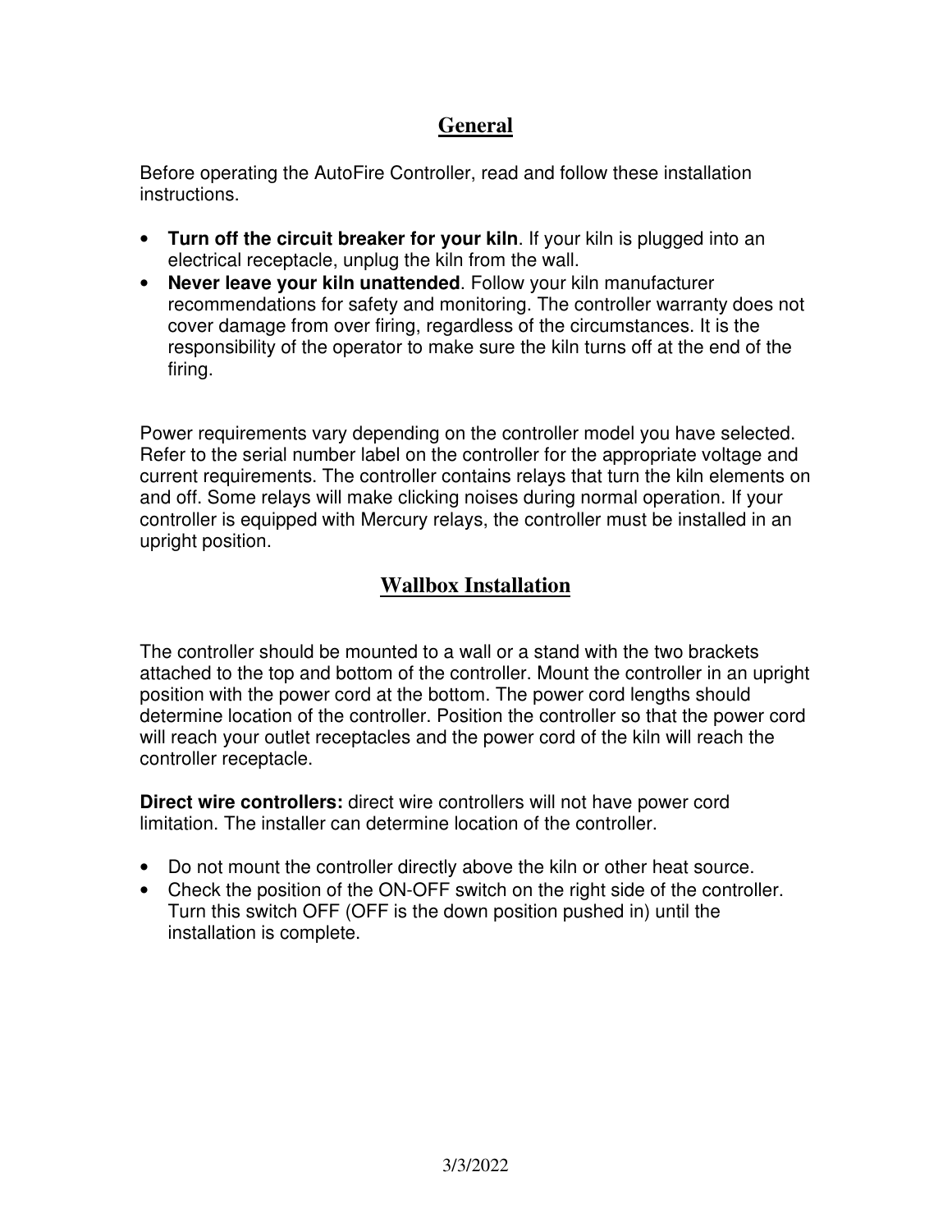## General

Before operating the AutoFire Controller, read and follow these installation instructions.

- **Turn off the circuit breaker for your kiln**. If your kiln is plugged into an electrical receptacle, unplug the kiln from the wall.
- **Never leave your kiln unattended**. Follow your kiln manufacturer recommendations for safety and monitoring. The controller warranty does not cover damage from over firing, regardless of the circumstances. It is the responsibility of the operator to make sure the kiln turns off at the end of the firing.

Power requirements vary depending on the controller model you have selected. Refer to the serial number label on the controller for the appropriate voltage and current requirements. The controller contains relays that turn the kiln elements on and off. Some relays will make clicking noises during normal operation. If your controller is equipped with Mercury relays, the controller must be installed in an upright position.

## Wallbox Installation

The controller should be mounted to a wall or a stand with the two brackets attached to the top and bottom of the controller. Mount the controller in an upright position with the power cord at the bottom. The power cord lengths should determine location of the controller. Position the controller so that the power cord will reach your outlet receptacles and the power cord of the kiln will reach the controller receptacle.

**Direct wire controllers:** direct wire controllers will not have power cord limitation. The installer can determine location of the controller.

- Do not mount the controller directly above the kiln or other heat source.
- Check the position of the ON-OFF switch on the right side of the controller. Turn this switch OFF (OFF is the down position pushed in) until the installation is complete.

3/3/2022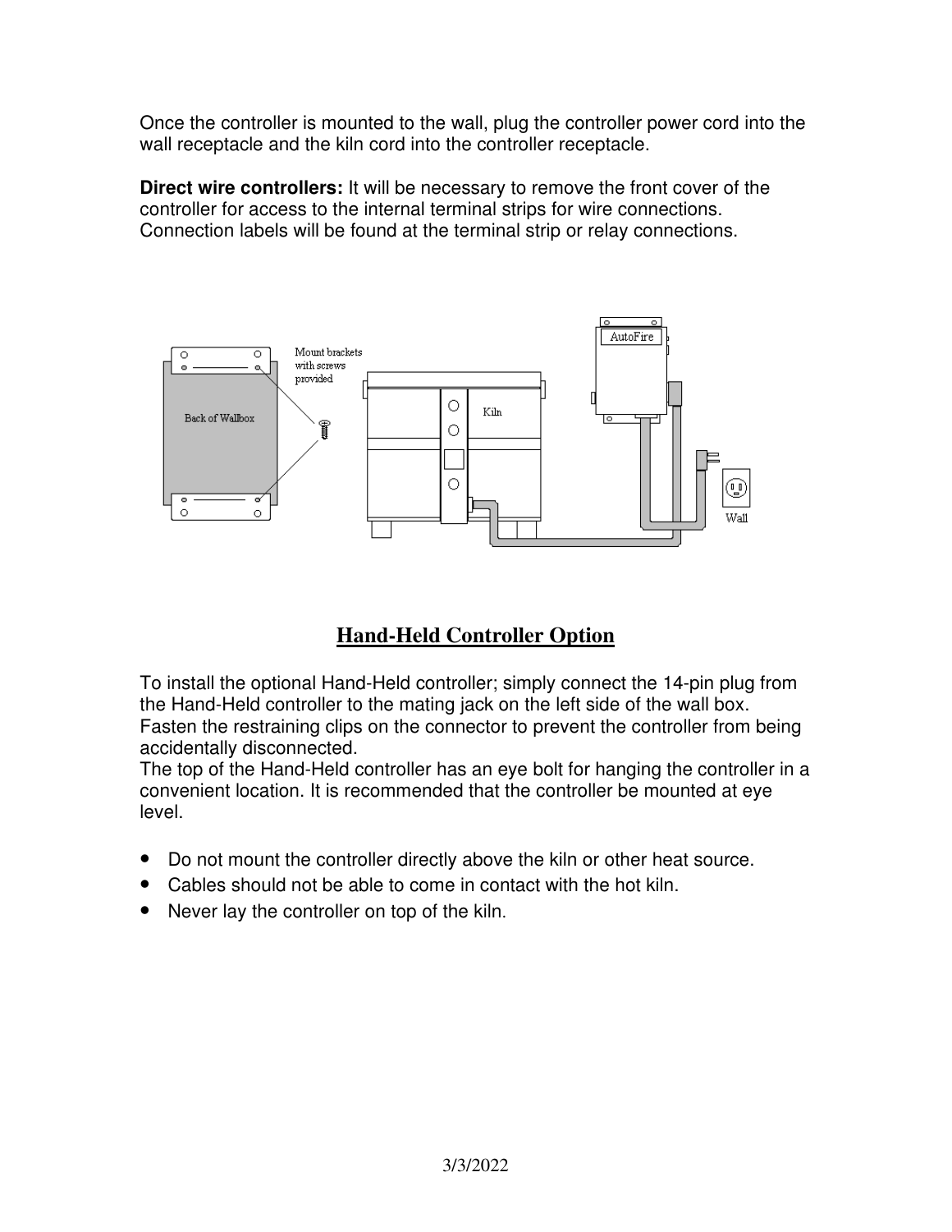Once the controller is mounted to the wall, plug the controller power cord into the wall receptacle and the kiln cord into the controller receptacle.

**Direct wire controllers:** It will be necessary to remove the front cover of the controller for access to the internal terminal strips for wire connections. Connection labels will be found at the terminal strip or relay connections.

## Hand-Held Controller Option

To install the optional Hand-Held controller; simply connect the 14-pin plug from the Hand-Held controller to the mating jack on the left side of the wall box. Fasten the restraining clips on the connector to prevent the controller from being accidentally disconnected.
The top of the Hand-Held controller has an eye bolt for hanging the controller in a convenient location. It is recommended that the controller be mounted at eye level.

- Do not mount the controller directly above the kiln or other heat source.
- Cables should not be able to come in contact with the hot kiln.
- Never lay the controller on top of the kiln.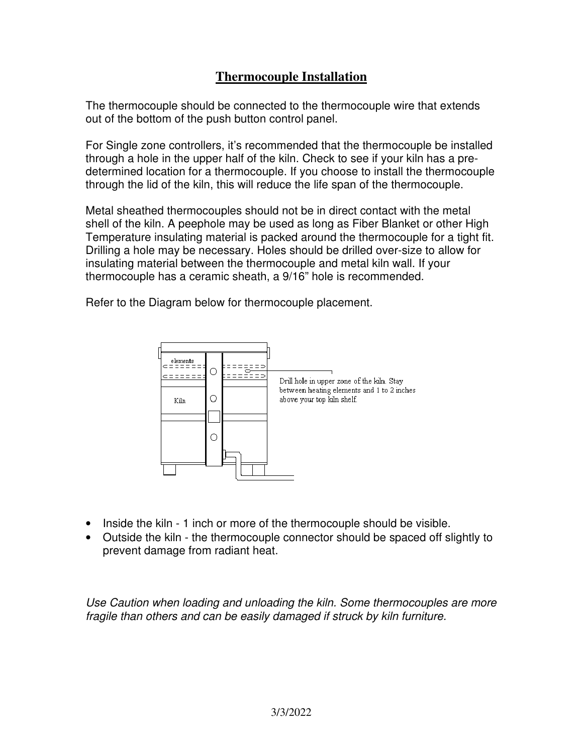# Thermocouple Installation

The thermocouple should be connected to the thermocouple wire that extends out of the bottom of the push button control panel.

For Single zone controllers, it's recommended that the thermocouple be installed through a hole in the upper half of the kiln. Check to see if your kiln has a pre-determined location for a thermocouple. If you choose to install the thermocouple through the lid of the kiln, this will reduce the life span of the thermocouple.

Metal sheathed thermocouples should not be in direct contact with the metal shell of the kiln. A peephole may be used as long as Fiber Blanket or other High Temperature insulating material is packed around the thermocouple for a tight fit. Drilling a hole may be necessary. Holes should be drilled over-size to allow for insulating material between the thermocouple and metal kiln wall. If your thermocouple has a ceramic sheath, a 9/16" hole is recommended.

Refer to the Diagram below for thermocouple placement.

elements

Kiln

Drill hole in upper zone of the kiln. Stay between heating elements and 1 to 2 inches above your top kiln shelf.

- Inside the kiln - 1 inch or more of the thermocouple should be visible.
- Outside the kiln - the thermocouple connector should be spaced off slightly to prevent damage from radiant heat.

*Use Caution when loading and unloading the kiln. Some thermocouples are more fragile than others and can be easily damaged if struck by kiln furniture.*

3/3/2022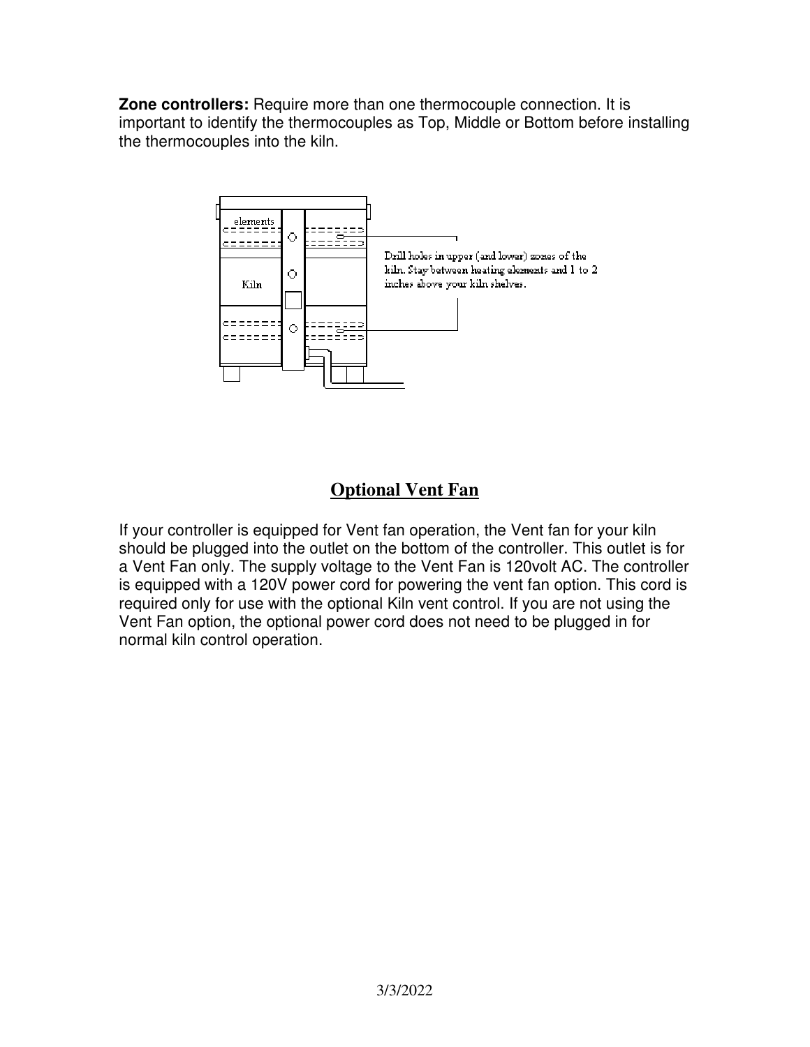**Zone controllers:** Require more than one thermocouple connection. It is important to identify the thermocouples as Top, Middle or Bottom before installing the thermocouples into the kiln.

Drill holes in upper (and lower) zones of the kiln. Stay between heating elements and 1 to 2 inches above your kiln shelves.

## Optional Vent Fan

If your controller is equipped for Vent fan operation, the Vent fan for your kiln should be plugged into the outlet on the bottom of the controller. This outlet is for a Vent Fan only. The supply voltage to the Vent Fan is 120volt AC. The controller is equipped with a 120V power cord for powering the vent fan option. This cord is required only for use with the optional Kiln vent control. If you are not using the Vent Fan option, the optional power cord does not need to be plugged in for normal kiln control operation.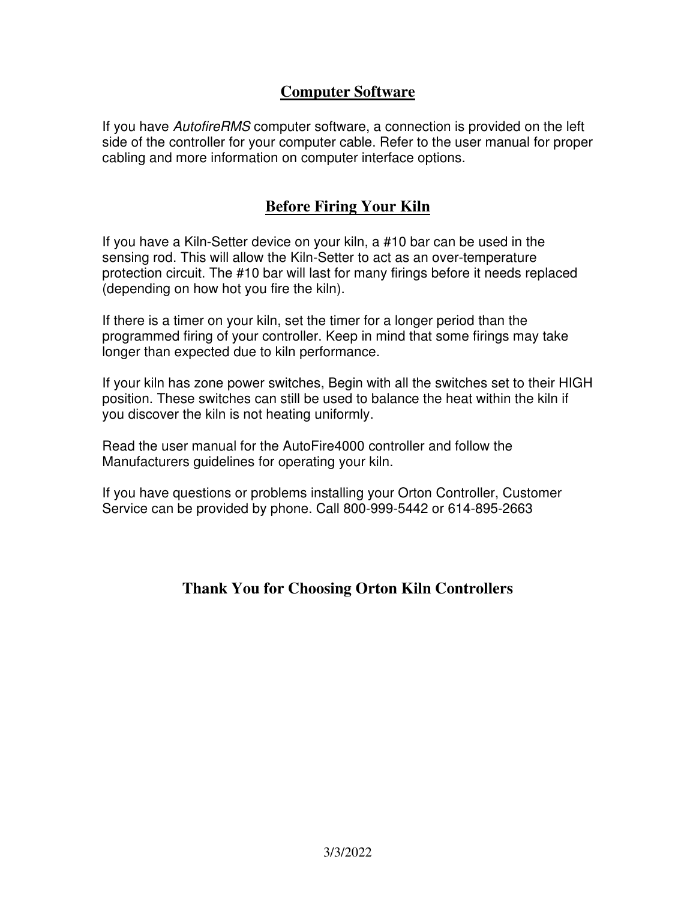## Computer Software

If you have *AutofireRMS* computer software, a connection is provided on the left side of the controller for your computer cable. Refer to the user manual for proper cabling and more information on computer interface options.

## Before Firing Your Kiln

If you have a Kiln-Setter device on your kiln, a #10 bar can be used in the sensing rod. This will allow the Kiln-Setter to act as an over-temperature protection circuit. The #10 bar will last for many firings before it needs replaced (depending on how hot you fire the kiln).

If there is a timer on your kiln, set the timer for a longer period than the programmed firing of your controller. Keep in mind that some firings may take longer than expected due to kiln performance.

If your kiln has zone power switches, Begin with all the switches set to their HIGH position. These switches can still be used to balance the heat within the kiln if you discover the kiln is not heating uniformly.

Read the user manual for the AutoFire4000 controller and follow the Manufacturers guidelines for operating your kiln.

If you have questions or problems installing your Orton Controller, Customer Service can be provided by phone. Call 800-999-5442 or 614-895-2663

**Thank You for Choosing Orton Kiln Controllers**

3/3/2022